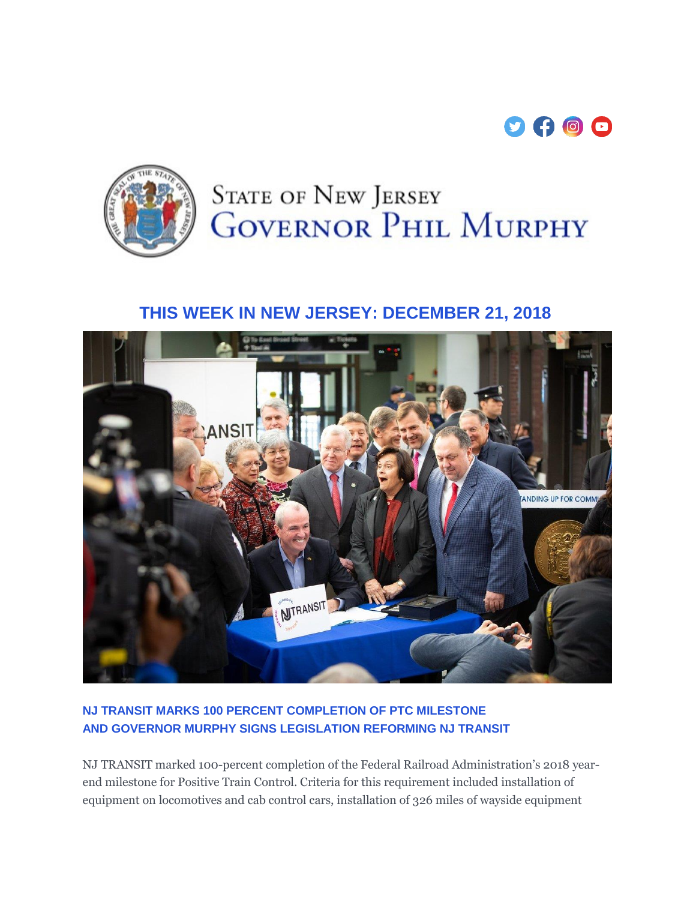# State of New Jersey
# Governor Phil Murphy

## THIS WEEK IN NEW JERSEY: DECEMBER 21, 2018

### NJ TRANSIT MARKS 100 PERCENT COMPLETION OF PTC MILESTONE AND GOVERNOR MURPHY SIGNS LEGISLATION REFORMING NJ TRANSIT

NJ TRANSIT marked 100-percent completion of the Federal Railroad Administration's 2018 year-end milestone for Positive Train Control. Criteria for this requirement included installation of equipment on locomotives and cab control cars, installation of 326 miles of wayside equipment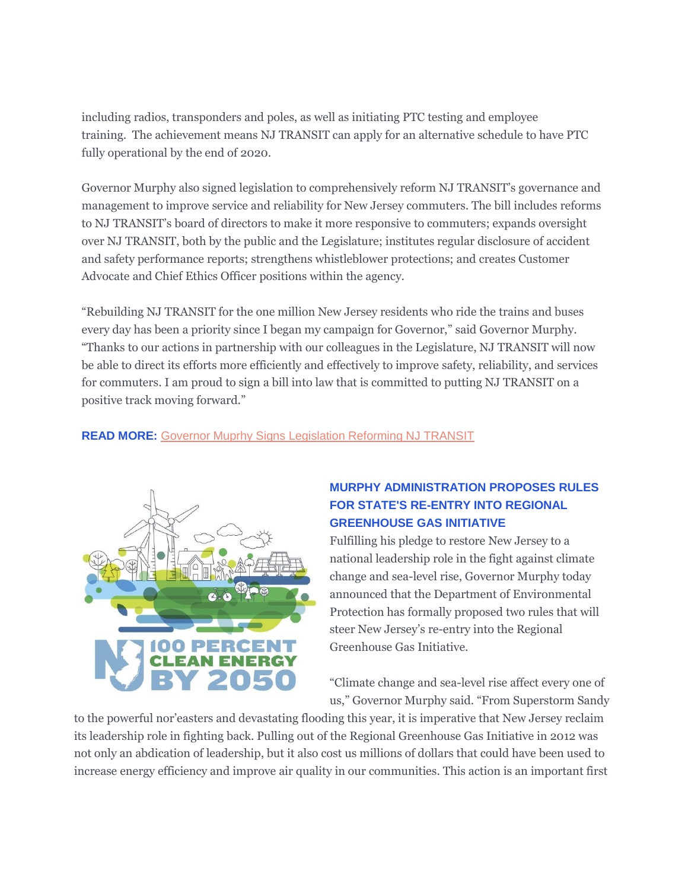including radios, transponders and poles, as well as initiating PTC testing and employee training. The achievement means NJ TRANSIT can apply for an alternative schedule to have PTC fully operational by the end of 2020.

Governor Murphy also signed legislation to comprehensively reform NJ TRANSIT's governance and management to improve service and reliability for New Jersey commuters. The bill includes reforms to NJ TRANSIT's board of directors to make it more responsive to commuters; expands oversight over NJ TRANSIT, both by the public and the Legislature; institutes regular disclosure of accident and safety performance reports; strengthens whistleblower protections; and creates Customer Advocate and Chief Ethics Officer positions within the agency.

"Rebuilding NJ TRANSIT for the one million New Jersey residents who ride the trains and buses every day has been a priority since I began my campaign for Governor," said Governor Murphy. "Thanks to our actions in partnership with our colleagues in the Legislature, NJ TRANSIT will now be able to direct its efforts more efficiently and effectively to improve safety, reliability, and services for commuters. I am proud to sign a bill into law that is committed to putting NJ TRANSIT on a positive track moving forward."

**READ MORE:** Governor Muprhy Signs Legislation Reforming NJ TRANSIT

### MURPHY ADMINISTRATION PROPOSES RULES FOR STATE'S RE-ENTRY INTO REGIONAL GREENHOUSE GAS INITIATIVE

Fulfilling his pledge to restore New Jersey to a national leadership role in the fight against climate change and sea-level rise, Governor Murphy today announced that the Department of Environmental Protection has formally proposed two rules that will steer New Jersey's re-entry into the Regional Greenhouse Gas Initiative.

"Climate change and sea-level rise affect every one of us," Governor Murphy said. "From Superstorm Sandy to the powerful nor'easters and devastating flooding this year, it is imperative that New Jersey reclaim its leadership role in fighting back. Pulling out of the Regional Greenhouse Gas Initiative in 2012 was not only an abdication of leadership, but it also cost us millions of dollars that could have been used to increase energy efficiency and improve air quality in our communities. This action is an important first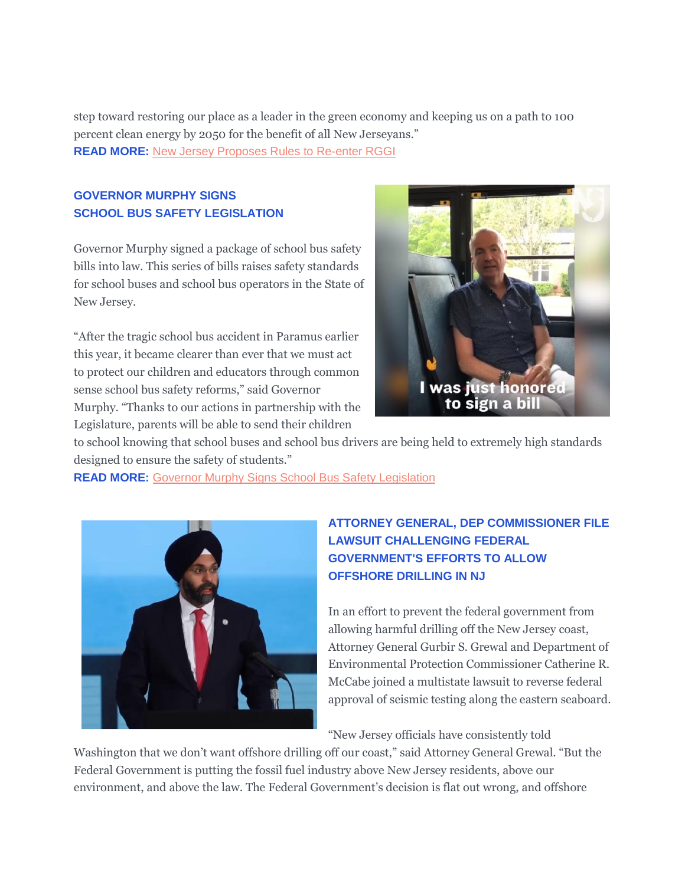step toward restoring our place as a leader in the green economy and keeping us on a path to 100 percent clean energy by 2050 for the benefit of all New Jerseyans."
**READ MORE:** New Jersey Proposes Rules to Re-enter RGGI

### GOVERNOR MURPHY SIGNS SCHOOL BUS SAFETY LEGISLATION

Governor Murphy signed a package of school bus safety bills into law. This series of bills raises safety standards for school buses and school bus operators in the State of New Jersey.

"After the tragic school bus accident in Paramus earlier this year, it became clearer than ever that we must act to protect our children and educators through common sense school bus safety reforms," said Governor Murphy. "Thanks to our actions in partnership with the Legislature, parents will be able to send their children to school knowing that school buses and school bus drivers are being held to extremely high standards designed to ensure the safety of students."
**READ MORE:** Governor Murphy Signs School Bus Safety Legislation

### ATTORNEY GENERAL, DEP COMMISSIONER FILE LAWSUIT CHALLENGING FEDERAL GOVERNMENT'S EFFORTS TO ALLOW OFFSHORE DRILLING IN NJ

In an effort to prevent the federal government from allowing harmful drilling off the New Jersey coast, Attorney General Gurbir S. Grewal and Department of Environmental Protection Commissioner Catherine R. McCabe joined a multistate lawsuit to reverse federal approval of seismic testing along the eastern seaboard.

"New Jersey officials have consistently told Washington that we don't want offshore drilling off our coast," said Attorney General Grewal. "But the Federal Government is putting the fossil fuel industry above New Jersey residents, above our environment, and above the law. The Federal Government's decision is flat out wrong, and offshore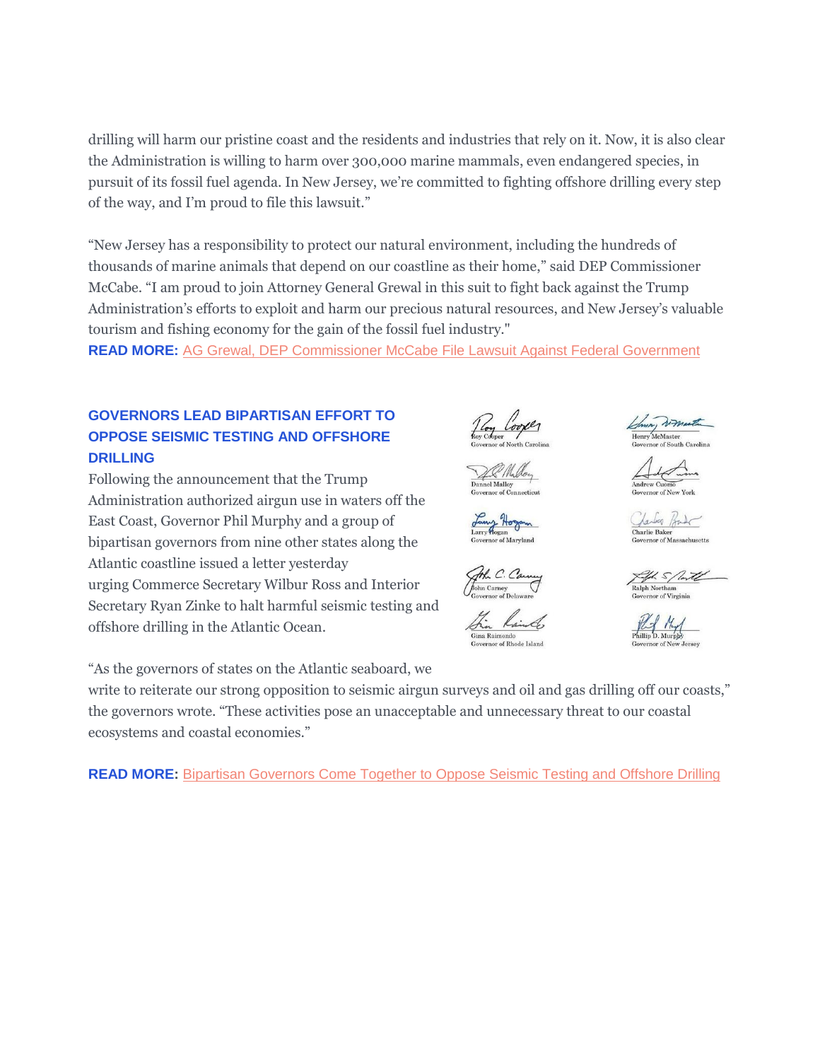drilling will harm our pristine coast and the residents and industries that rely on it. Now, it is also clear the Administration is willing to harm over 300,000 marine mammals, even endangered species, in pursuit of its fossil fuel agenda. In New Jersey, we're committed to fighting offshore drilling every step of the way, and I'm proud to file this lawsuit."

"New Jersey has a responsibility to protect our natural environment, including the hundreds of thousands of marine animals that depend on our coastline as their home," said DEP Commissioner McCabe. "I am proud to join Attorney General Grewal in this suit to fight back against the Trump Administration's efforts to exploit and harm our precious natural resources, and New Jersey's valuable tourism and fishing economy for the gain of the fossil fuel industry."

**READ MORE:** AG Grewal, DEP Commissioner McCabe File Lawsuit Against Federal Government

## GOVERNORS LEAD BIPARTISAN EFFORT TO OPPOSE SEISMIC TESTING AND OFFSHORE DRILLING

Following the announcement that the Trump Administration authorized airgun use in waters off the East Coast, Governor Phil Murphy and a group of bipartisan governors from nine other states along the Atlantic coastline issued a letter yesterday urging Commerce Secretary Wilbur Ross and Interior Secretary Ryan Zinke to halt harmful seismic testing and offshore drilling in the Atlantic Ocean.

Roy Cooper
Governor of North Carolina

Henry McMaster
Governor of South Carolina

Dannel Malloy
Governor of Connecticut

Andrew Cuomo
Governor of New York

Larry Hogan
Governor of Maryland

Charlie Baker
Governor of Massachusetts

John Carney
Governor of Delaware

Ralph Northam
Governor of Virginia

Gina Raimondo
Governor of Rhode Island

Phillip D. Murphy
Governor of New Jersey

"As the governors of states on the Atlantic seaboard, we write to reiterate our strong opposition to seismic airgun surveys and oil and gas drilling off our coasts," the governors wrote. "These activities pose an unacceptable and unnecessary threat to our coastal ecosystems and coastal economies."

**READ MORE:** Bipartisan Governors Come Together to Oppose Seismic Testing and Offshore Drilling